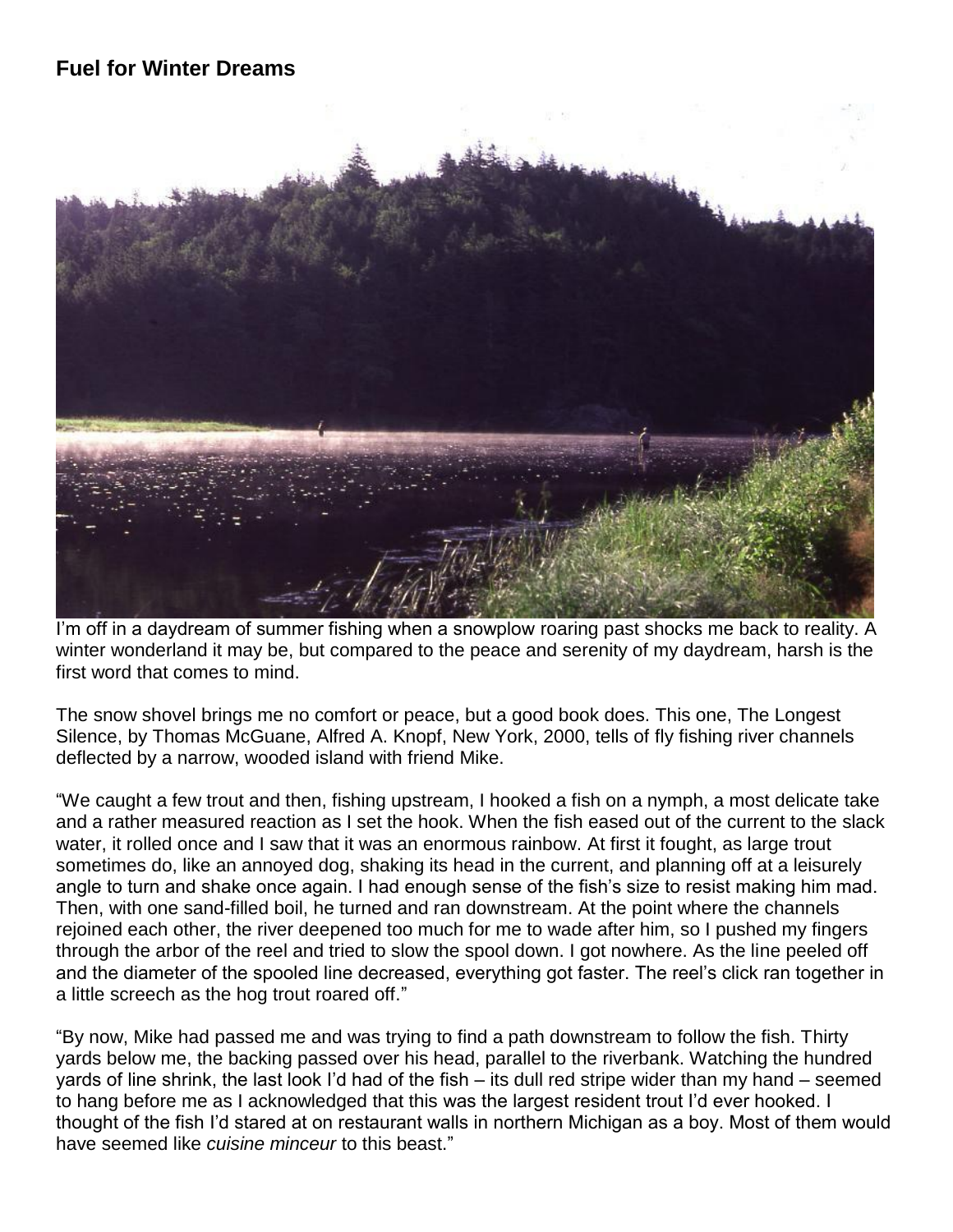## Fuel for Winter Dreams

I'm off in a daydream of summer fishing when a snowplow roaring past shocks me back to reality. A winter wonderland it may be, but compared to the peace and serenity of my daydream, harsh is the first word that comes to mind.

The snow shovel brings me no comfort or peace, but a good book does. This one, The Longest Silence, by Thomas McGuane, Alfred A. Knopf, New York, 2000, tells of fly fishing river channels deflected by a narrow, wooded island with friend Mike.

"We caught a few trout and then, fishing upstream, I hooked a fish on a nymph, a most delicate take and a rather measured reaction as I set the hook. When the fish eased out of the current to the slack water, it rolled once and I saw that it was an enormous rainbow. At first it fought, as large trout sometimes do, like an annoyed dog, shaking its head in the current, and planning off at a leisurely angle to turn and shake once again. I had enough sense of the fish's size to resist making him mad. Then, with one sand-filled boil, he turned and ran downstream. At the point where the channels rejoined each other, the river deepened too much for me to wade after him, so I pushed my fingers through the arbor of the reel and tried to slow the spool down. I got nowhere. As the line peeled off and the diameter of the spooled line decreased, everything got faster. The reel's click ran together in a little screech as the hog trout roared off."

"By now, Mike had passed me and was trying to find a path downstream to follow the fish. Thirty yards below me, the backing passed over his head, parallel to the riverbank. Watching the hundred yards of line shrink, the last look I'd had of the fish – its dull red stripe wider than my hand – seemed to hang before me as I acknowledged that this was the largest resident trout I'd ever hooked. I thought of the fish I'd stared at on restaurant walls in northern Michigan as a boy. Most of them would have seemed like *cuisine minceur* to this beast."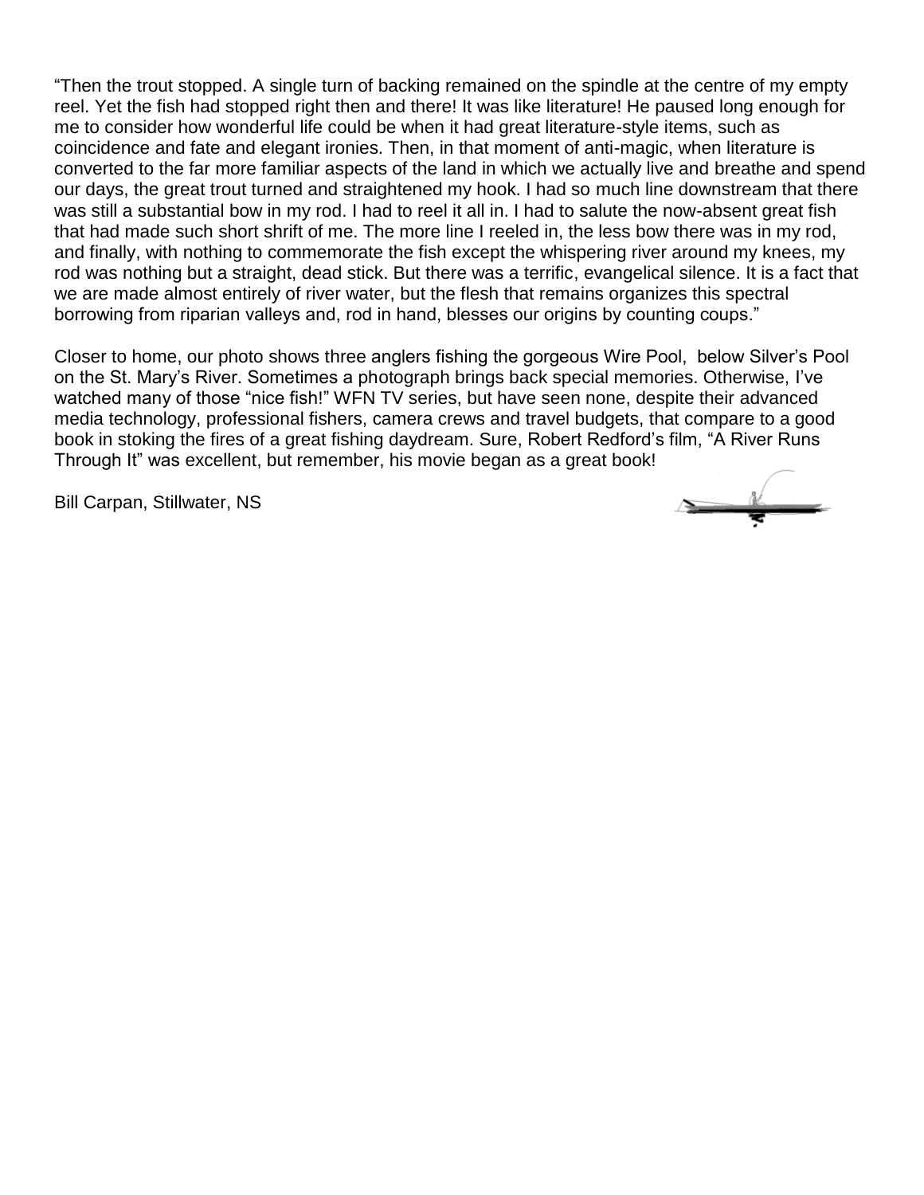"Then the trout stopped. A single turn of backing remained on the spindle at the centre of my empty reel. Yet the fish had stopped right then and there! It was like literature! He paused long enough for me to consider how wonderful life could be when it had great literature-style items, such as coincidence and fate and elegant ironies. Then, in that moment of anti-magic, when literature is converted to the far more familiar aspects of the land in which we actually live and breathe and spend our days, the great trout turned and straightened my hook. I had so much line downstream that there was still a substantial bow in my rod. I had to reel it all in. I had to salute the now-absent great fish that had made such short shrift of me. The more line I reeled in, the less bow there was in my rod, and finally, with nothing to commemorate the fish except the whispering river around my knees, my rod was nothing but a straight, dead stick. But there was a terrific, evangelical silence. It is a fact that we are made almost entirely of river water, but the flesh that remains organizes this spectral borrowing from riparian valleys and, rod in hand, blesses our origins by counting coups."

Closer to home, our photo shows three anglers fishing the gorgeous Wire Pool, below Silver's Pool on the St. Mary's River. Sometimes a photograph brings back special memories. Otherwise, I've watched many of those "nice fish!" WFN TV series, but have seen none, despite their advanced media technology, professional fishers, camera crews and travel budgets, that compare to a good book in stoking the fires of a great fishing daydream. Sure, Robert Redford's film, "A River Runs Through It" was excellent, but remember, his movie began as a great book!

Bill Carpan, Stillwater, NS